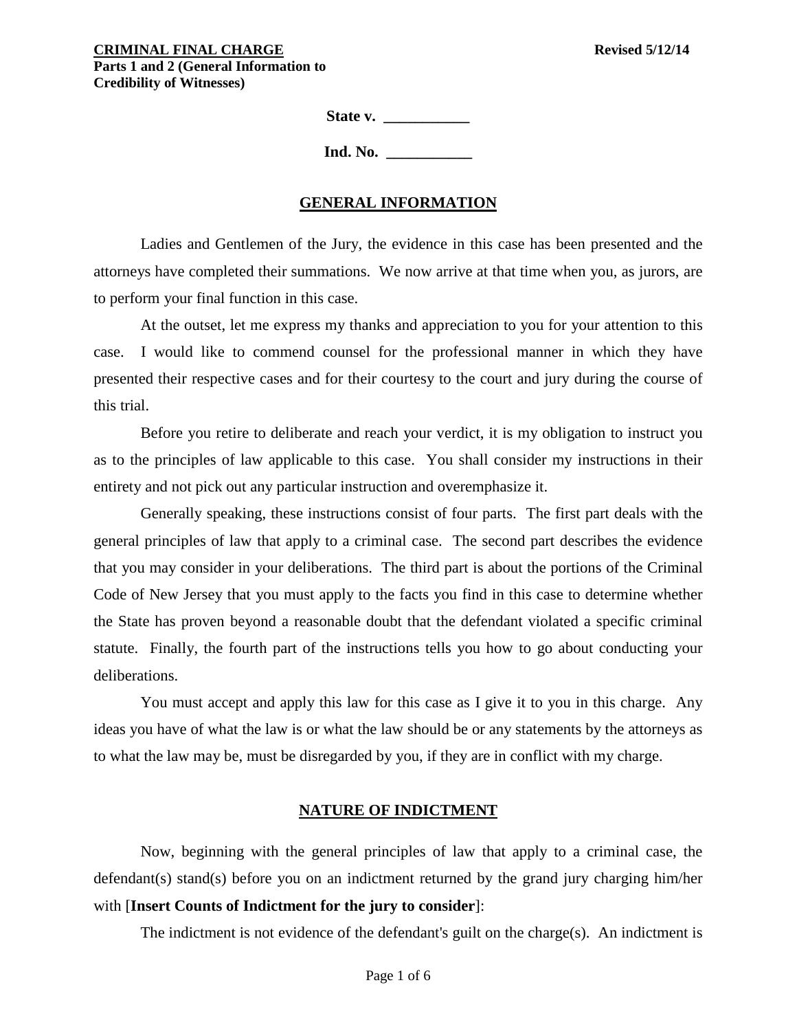**CRIMINAL FINAL CHARGE** **Revised 5/12/14**
**Parts 1 and 2 (General Information to Credibility of Witnesses)**

**State v. \_\_\_\_\_\_\_\_\_\_\_**

**Ind. No. \_\_\_\_\_\_\_\_\_\_\_**

## GENERAL INFORMATION

Ladies and Gentlemen of the Jury, the evidence in this case has been presented and the attorneys have completed their summations. We now arrive at that time when you, as jurors, are to perform your final function in this case.

At the outset, let me express my thanks and appreciation to you for your attention to this case. I would like to commend counsel for the professional manner in which they have presented their respective cases and for their courtesy to the court and jury during the course of this trial.

Before you retire to deliberate and reach your verdict, it is my obligation to instruct you as to the principles of law applicable to this case. You shall consider my instructions in their entirety and not pick out any particular instruction and overemphasize it.

Generally speaking, these instructions consist of four parts. The first part deals with the general principles of law that apply to a criminal case. The second part describes the evidence that you may consider in your deliberations. The third part is about the portions of the Criminal Code of New Jersey that you must apply to the facts you find in this case to determine whether the State has proven beyond a reasonable doubt that the defendant violated a specific criminal statute. Finally, the fourth part of the instructions tells you how to go about conducting your deliberations.

You must accept and apply this law for this case as I give it to you in this charge. Any ideas you have of what the law is or what the law should be or any statements by the attorneys as to what the law may be, must be disregarded by you, if they are in conflict with my charge.

## NATURE OF INDICTMENT

Now, beginning with the general principles of law that apply to a criminal case, the defendant(s) stand(s) before you on an indictment returned by the grand jury charging him/her with [**Insert Counts of Indictment for the jury to consider**]:

The indictment is not evidence of the defendant's guilt on the charge(s). An indictment is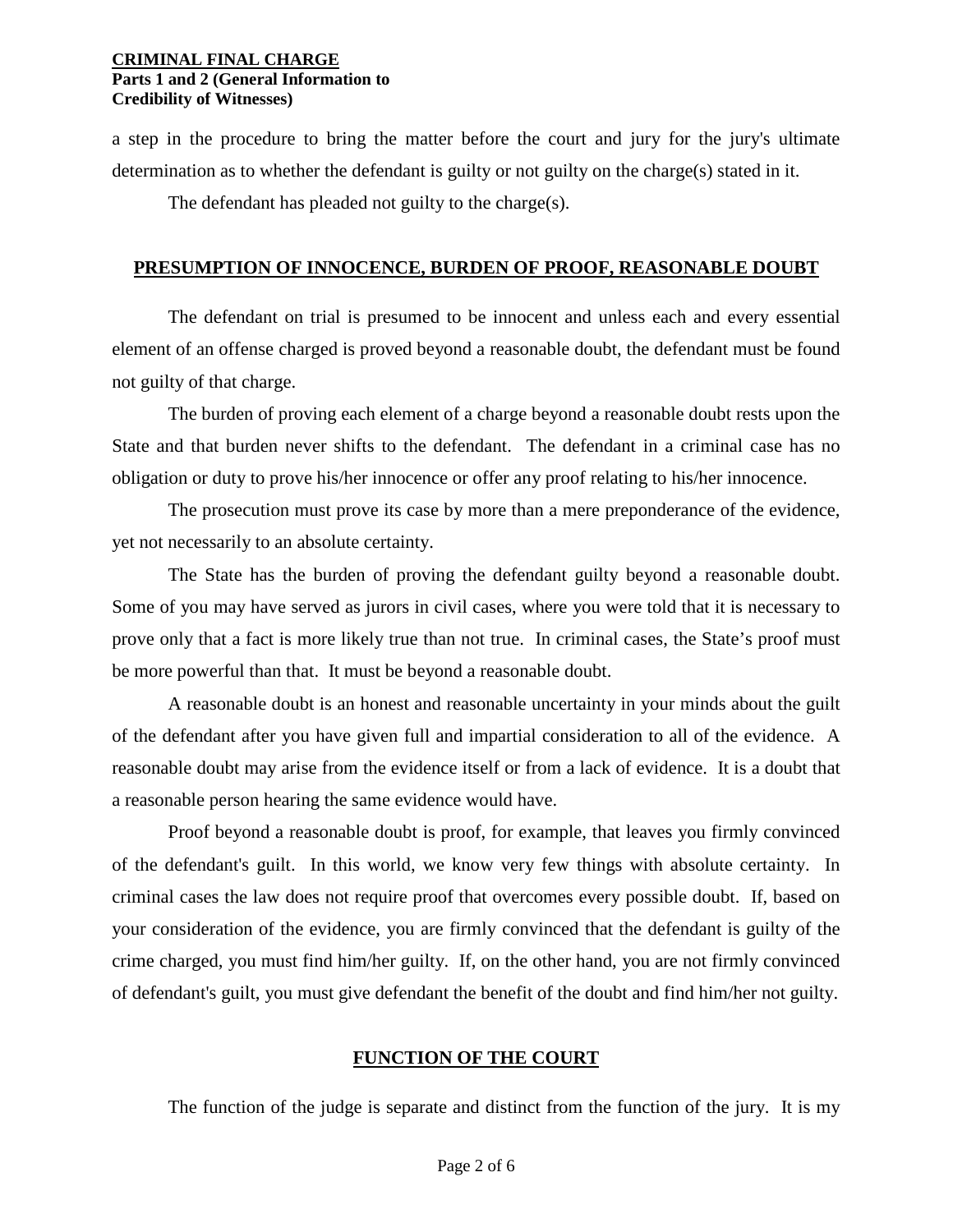a step in the procedure to bring the matter before the court and jury for the jury's ultimate determination as to whether the defendant is guilty or not guilty on the charge(s) stated in it.

The defendant has pleaded not guilty to the charge(s).

## PRESUMPTION OF INNOCENCE, BURDEN OF PROOF, REASONABLE DOUBT

The defendant on trial is presumed to be innocent and unless each and every essential element of an offense charged is proved beyond a reasonable doubt, the defendant must be found not guilty of that charge.

The burden of proving each element of a charge beyond a reasonable doubt rests upon the State and that burden never shifts to the defendant. The defendant in a criminal case has no obligation or duty to prove his/her innocence or offer any proof relating to his/her innocence.

The prosecution must prove its case by more than a mere preponderance of the evidence, yet not necessarily to an absolute certainty.

The State has the burden of proving the defendant guilty beyond a reasonable doubt. Some of you may have served as jurors in civil cases, where you were told that it is necessary to prove only that a fact is more likely true than not true. In criminal cases, the State's proof must be more powerful than that. It must be beyond a reasonable doubt.

A reasonable doubt is an honest and reasonable uncertainty in your minds about the guilt of the defendant after you have given full and impartial consideration to all of the evidence. A reasonable doubt may arise from the evidence itself or from a lack of evidence. It is a doubt that a reasonable person hearing the same evidence would have.

Proof beyond a reasonable doubt is proof, for example, that leaves you firmly convinced of the defendant's guilt. In this world, we know very few things with absolute certainty. In criminal cases the law does not require proof that overcomes every possible doubt. If, based on your consideration of the evidence, you are firmly convinced that the defendant is guilty of the crime charged, you must find him/her guilty. If, on the other hand, you are not firmly convinced of defendant's guilt, you must give defendant the benefit of the doubt and find him/her not guilty.

## FUNCTION OF THE COURT

The function of the judge is separate and distinct from the function of the jury. It is my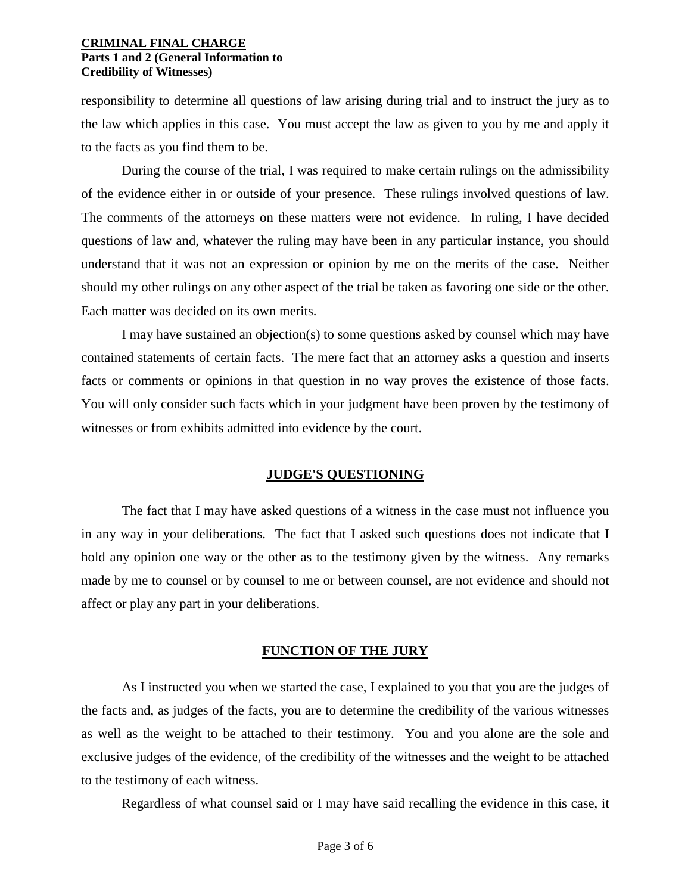responsibility to determine all questions of law arising during trial and to instruct the jury as to the law which applies in this case. You must accept the law as given to you by me and apply it to the facts as you find them to be.

During the course of the trial, I was required to make certain rulings on the admissibility of the evidence either in or outside of your presence. These rulings involved questions of law. The comments of the attorneys on these matters were not evidence. In ruling, I have decided questions of law and, whatever the ruling may have been in any particular instance, you should understand that it was not an expression or opinion by me on the merits of the case. Neither should my other rulings on any other aspect of the trial be taken as favoring one side or the other. Each matter was decided on its own merits.

I may have sustained an objection(s) to some questions asked by counsel which may have contained statements of certain facts. The mere fact that an attorney asks a question and inserts facts or comments or opinions in that question in no way proves the existence of those facts. You will only consider such facts which in your judgment have been proven by the testimony of witnesses or from exhibits admitted into evidence by the court.

## JUDGE'S QUESTIONING

The fact that I may have asked questions of a witness in the case must not influence you in any way in your deliberations. The fact that I asked such questions does not indicate that I hold any opinion one way or the other as to the testimony given by the witness. Any remarks made by me to counsel or by counsel to me or between counsel, are not evidence and should not affect or play any part in your deliberations.

## FUNCTION OF THE JURY

As I instructed you when we started the case, I explained to you that you are the judges of the facts and, as judges of the facts, you are to determine the credibility of the various witnesses as well as the weight to be attached to their testimony. You and you alone are the sole and exclusive judges of the evidence, of the credibility of the witnesses and the weight to be attached to the testimony of each witness.

Regardless of what counsel said or I may have said recalling the evidence in this case, it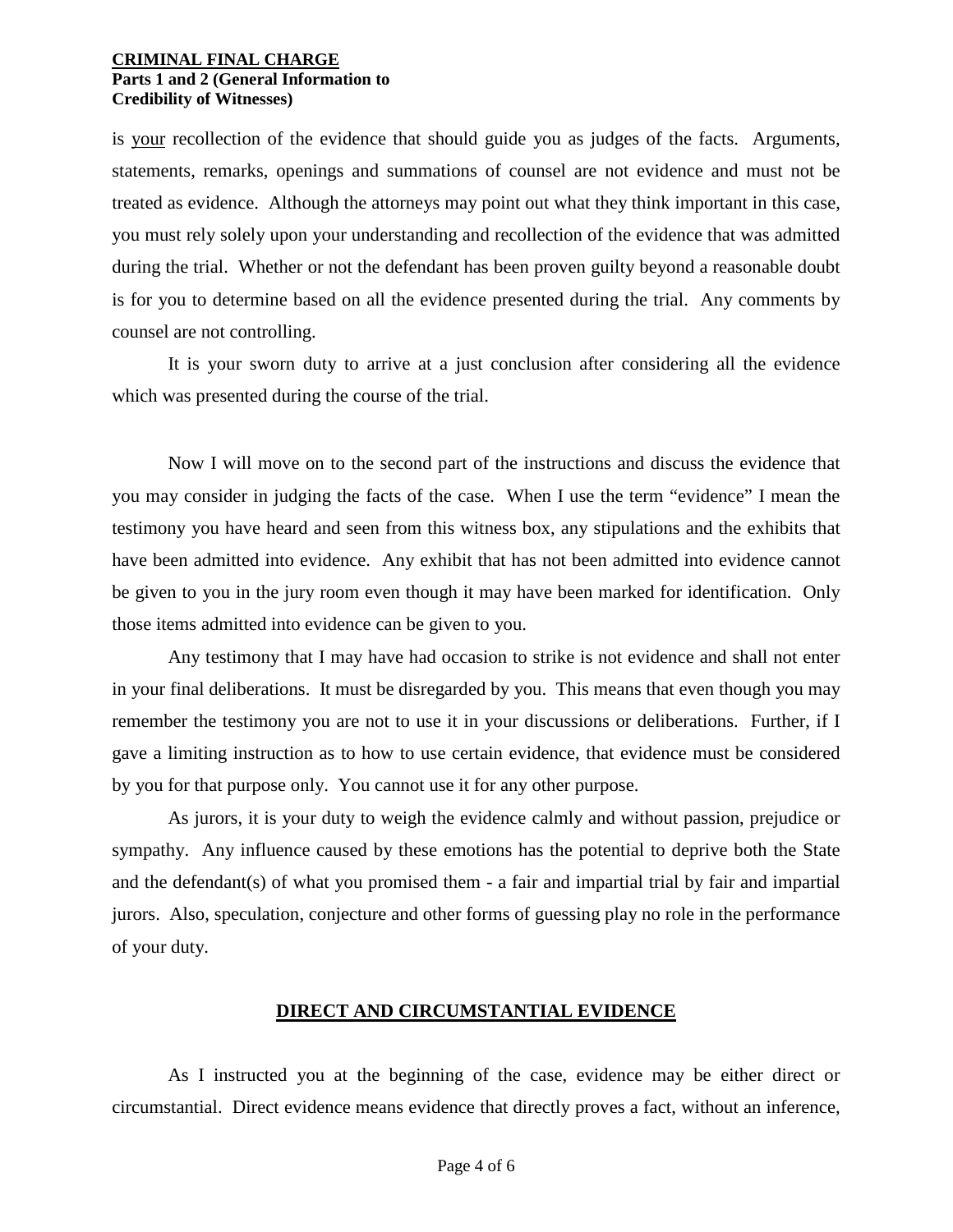is _your_ recollection of the evidence that should guide you as judges of the facts. Arguments, statements, remarks, openings and summations of counsel are not evidence and must not be treated as evidence. Although the attorneys may point out what they think important in this case, you must rely solely upon your understanding and recollection of the evidence that was admitted during the trial. Whether or not the defendant has been proven guilty beyond a reasonable doubt is for you to determine based on all the evidence presented during the trial. Any comments by counsel are not controlling.

It is your sworn duty to arrive at a just conclusion after considering all the evidence which was presented during the course of the trial.

Now I will move on to the second part of the instructions and discuss the evidence that you may consider in judging the facts of the case. When I use the term "evidence" I mean the testimony you have heard and seen from this witness box, any stipulations and the exhibits that have been admitted into evidence. Any exhibit that has not been admitted into evidence cannot be given to you in the jury room even though it may have been marked for identification. Only those items admitted into evidence can be given to you.

Any testimony that I may have had occasion to strike is not evidence and shall not enter in your final deliberations. It must be disregarded by you. This means that even though you may remember the testimony you are not to use it in your discussions or deliberations. Further, if I gave a limiting instruction as to how to use certain evidence, that evidence must be considered by you for that purpose only. You cannot use it for any other purpose.

As jurors, it is your duty to weigh the evidence calmly and without passion, prejudice or sympathy. Any influence caused by these emotions has the potential to deprive both the State and the defendant(s) of what you promised them - a fair and impartial trial by fair and impartial jurors. Also, speculation, conjecture and other forms of guessing play no role in the performance of your duty.

## DIRECT AND CIRCUMSTANTIAL EVIDENCE

As I instructed you at the beginning of the case, evidence may be either direct or circumstantial. Direct evidence means evidence that directly proves a fact, without an inference,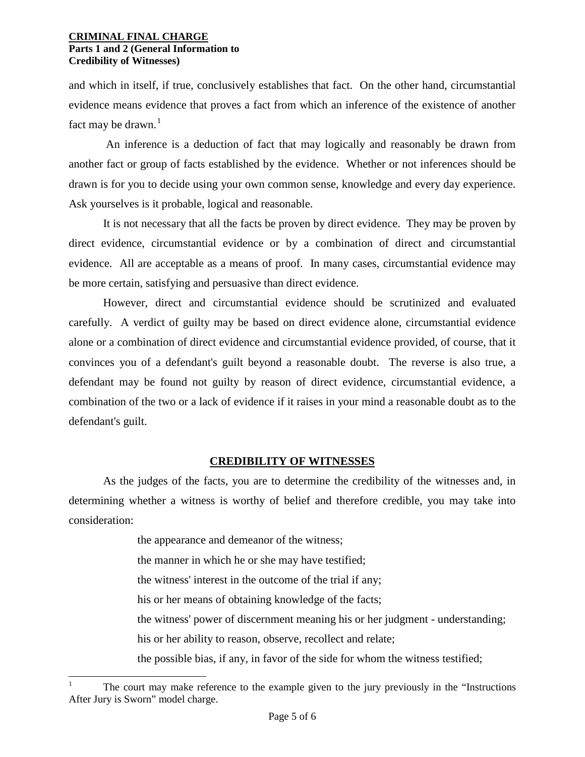and which in itself, if true, conclusively establishes that fact. On the other hand, circumstantial evidence means evidence that proves a fact from which an inference of the existence of another fact may be drawn.[1]

An inference is a deduction of fact that may logically and reasonably be drawn from another fact or group of facts established by the evidence. Whether or not inferences should be drawn is for you to decide using your own common sense, knowledge and every day experience. Ask yourselves is it probable, logical and reasonable.

It is not necessary that all the facts be proven by direct evidence. They may be proven by direct evidence, circumstantial evidence or by a combination of direct and circumstantial evidence. All are acceptable as a means of proof. In many cases, circumstantial evidence may be more certain, satisfying and persuasive than direct evidence.

However, direct and circumstantial evidence should be scrutinized and evaluated carefully. A verdict of guilty may be based on direct evidence alone, circumstantial evidence alone or a combination of direct evidence and circumstantial evidence provided, of course, that it convinces you of a defendant's guilt beyond a reasonable doubt. The reverse is also true, a defendant may be found not guilty by reason of direct evidence, circumstantial evidence, a combination of the two or a lack of evidence if it raises in your mind a reasonable doubt as to the defendant's guilt.

## CREDIBILITY OF WITNESSES

As the judges of the facts, you are to determine the credibility of the witnesses and, in determining whether a witness is worthy of belief and therefore credible, you may take into consideration:

the appearance and demeanor of the witness;

the manner in which he or she may have testified;

the witness' interest in the outcome of the trial if any;

his or her means of obtaining knowledge of the facts;

the witness' power of discernment meaning his or her judgment - understanding;

his or her ability to reason, observe, recollect and relate;

the possible bias, if any, in favor of the side for whom the witness testified;

---

[1] The court may make reference to the example given to the jury previously in the "Instructions After Jury is Sworn" model charge.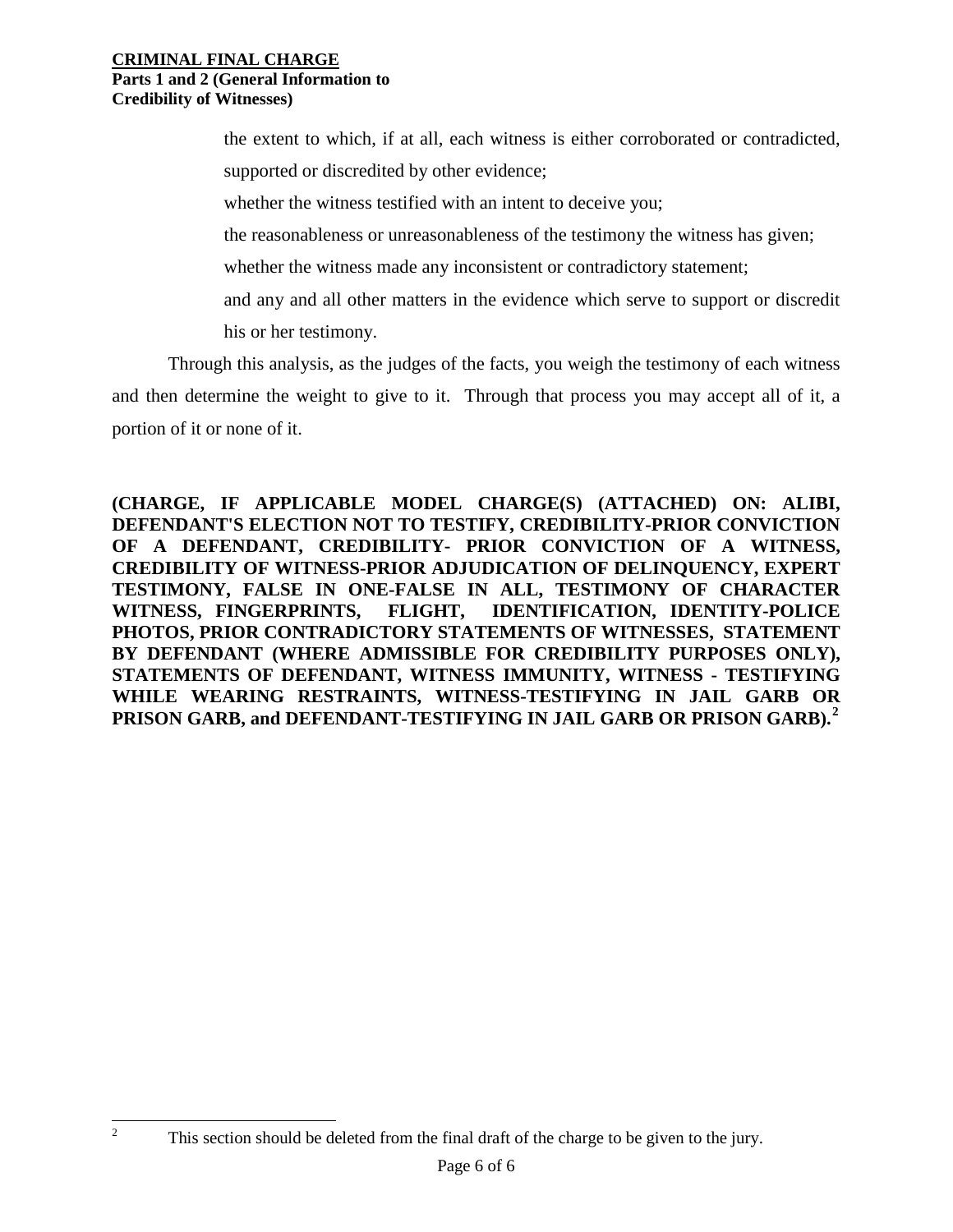the extent to which, if at all, each witness is either corroborated or contradicted, supported or discredited by other evidence;

whether the witness testified with an intent to deceive you;

the reasonableness or unreasonableness of the testimony the witness has given;

whether the witness made any inconsistent or contradictory statement;

and any and all other matters in the evidence which serve to support or discredit his or her testimony.

Through this analysis, as the judges of the facts, you weigh the testimony of each witness and then determine the weight to give to it. Through that process you may accept all of it, a portion of it or none of it.

**(CHARGE, IF APPLICABLE MODEL CHARGE(S) (ATTACHED) ON: ALIBI, DEFENDANT'S ELECTION NOT TO TESTIFY, CREDIBILITY-PRIOR CONVICTION OF A DEFENDANT, CREDIBILITY- PRIOR CONVICTION OF A WITNESS, CREDIBILITY OF WITNESS-PRIOR ADJUDICATION OF DELINQUENCY, EXPERT TESTIMONY, FALSE IN ONE-FALSE IN ALL, TESTIMONY OF CHARACTER WITNESS, FINGERPRINTS, FLIGHT, IDENTIFICATION, IDENTITY-POLICE PHOTOS, PRIOR CONTRADICTORY STATEMENTS OF WITNESSES, STATEMENT BY DEFENDANT (WHERE ADMISSIBLE FOR CREDIBILITY PURPOSES ONLY), STATEMENTS OF DEFENDANT, WITNESS IMMUNITY, WITNESS - TESTIFYING WHILE WEARING RESTRAINTS, WITNESS-TESTIFYING IN JAIL GARB OR PRISON GARB, and DEFENDANT-TESTIFYING IN JAIL GARB OR PRISON GARB).[2]**

[2] This section should be deleted from the final draft of the charge to be given to the jury.